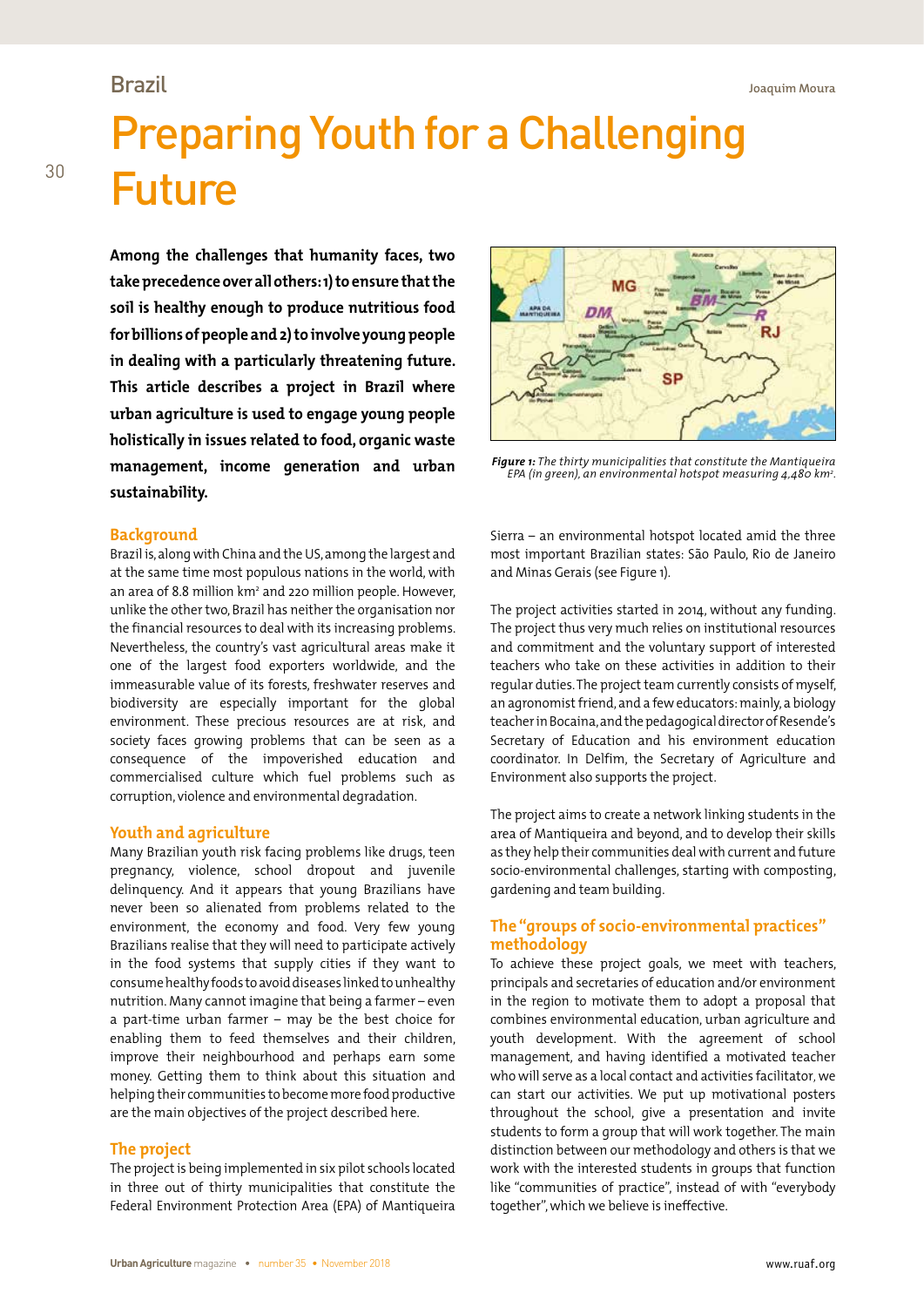Brazil

Joaquim Moura

# Preparing Youth for a Challenging Future

**Among the challenges that humanity faces, two take precedence over all others: 1) to ensure that the soil is healthy enough to produce nutritious food for billions of people and 2) to involve young people in dealing with a particularly threatening future. This article describes a project in Brazil where urban agriculture is used to engage young people holistically in issues related to food, organic waste management, income generation and urban sustainability.**

*Figure 1:* *The thirty municipalities that constitute the Mantiqueira EPA (in green), an environmental hotspot measuring 4,480 km².*

## Background

Brazil is, along with China and the US, among the largest and at the same time most populous nations in the world, with an area of 8.8 million km² and 220 million people. However, unlike the other two, Brazil has neither the organisation nor the financial resources to deal with its increasing problems. Nevertheless, the country's vast agricultural areas make it one of the largest food exporters worldwide, and the immeasurable value of its forests, freshwater reserves and biodiversity are especially important for the global environment. These precious resources are at risk, and society faces growing problems that can be seen as a consequence of the impoverished education and commercialised culture which fuel problems such as corruption, violence and environmental degradation.

## Youth and agriculture

Many Brazilian youth risk facing problems like drugs, teen pregnancy, violence, school dropout and juvenile delinquency. And it appears that young Brazilians have never been so alienated from problems related to the environment, the economy and food. Very few young Brazilians realise that they will need to participate actively in the food systems that supply cities if they want to consume healthy foods to avoid diseases linked to unhealthy nutrition. Many cannot imagine that being a farmer – even a part-time urban farmer – may be the best choice for enabling them to feed themselves and their children, improve their neighbourhood and perhaps earn some money. Getting them to think about this situation and helping their communities to become more food productive are the main objectives of the project described here.

## The project

The project is being implemented in six pilot schools located in three out of thirty municipalities that constitute the Federal Environment Protection Area (EPA) of Mantiqueira Sierra – an environmental hotspot located amid the three most important Brazilian states: São Paulo, Rio de Janeiro and Minas Gerais (see Figure 1).

The project activities started in 2014, without any funding. The project thus very much relies on institutional resources and commitment and the voluntary support of interested teachers who take on these activities in addition to their regular duties. The project team currently consists of myself, an agronomist friend, and a few educators: mainly, a biology teacher in Bocaina, and the pedagogical director of Resende's Secretary of Education and his environment education coordinator. In Delfim, the Secretary of Agriculture and Environment also supports the project.

The project aims to create a network linking students in the area of Mantiqueira and beyond, and to develop their skills as they help their communities deal with current and future socio-environmental challenges, starting with composting, gardening and team building.

## The "groups of socio-environmental practices" methodology

To achieve these project goals, we meet with teachers, principals and secretaries of education and/or environment in the region to motivate them to adopt a proposal that combines environmental education, urban agriculture and youth development. With the agreement of school management, and having identified a motivated teacher who will serve as a local contact and activities facilitator, we can start our activities. We put up motivational posters throughout the school, give a presentation and invite students to form a group that will work together. The main distinction between our methodology and others is that we work with the interested students in groups that function like "communities of practice", instead of with "everybody together", which we believe is ineffective.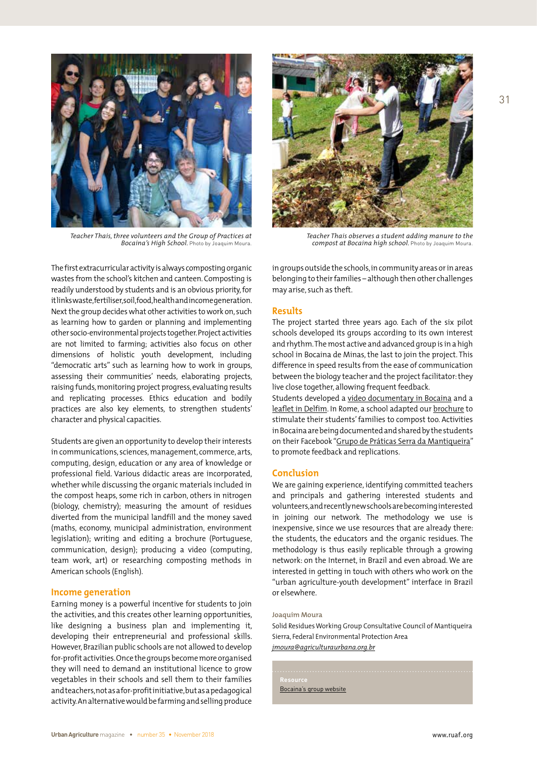Teacher Thais, three volunteers and the Group of Practices at Bocaina's High School. Photo by Joaquim Moura.

Teacher Thais observes a student adding manure to the compost at Bocaina high school. Photo by Joaquim Moura.

The first extracurricular activity is always composting organic wastes from the school's kitchen and canteen. Composting is readily understood by students and is an obvious priority, for it links waste, fertiliser, soil, food, health and income generation. Next the group decides what other activities to work on, such as learning how to garden or planning and implementing other socio-environmental projects together. Project activities are not limited to farming; activities also focus on other dimensions of holistic youth development, including "democratic arts" such as learning how to work in groups, assessing their communities' needs, elaborating projects, raising funds, monitoring project progress, evaluating results and replicating processes. Ethics education and bodily practices are also key elements, to strengthen students' character and physical capacities.

Students are given an opportunity to develop their interests in communications, sciences, management, commerce, arts, computing, design, education or any area of knowledge or professional field. Various didactic areas are incorporated, whether while discussing the organic materials included in the compost heaps, some rich in carbon, others in nitrogen (biology, chemistry); measuring the amount of residues diverted from the municipal landfill and the money saved (maths, economy, municipal administration, environment legislation); writing and editing a brochure (Portuguese, communication, design); producing a video (computing, team work, art) or researching composting methods in American schools (English).

## Income generation

Earning money is a powerful incentive for students to join the activities, and this creates other learning opportunities, like designing a business plan and implementing it, developing their entrepreneurial and professional skills. However, Brazilian public schools are not allowed to develop for-profit activities. Once the groups become more organised they will need to demand an institutional licence to grow vegetables in their schools and sell them to their families and teachers, not as a for-profit initiative, but as a pedagogical activity. An alternative would be farming and selling produce in groups outside the schools, in community areas or in areas belonging to their families – although then other challenges may arise, such as theft.

## Results

The project started three years ago. Each of the six pilot schools developed its groups according to its own interest and rhythm. The most active and advanced group is in a high school in Bocaina de Minas, the last to join the project. This difference in speed results from the ease of communication between the biology teacher and the project facilitator: they live close together, allowing frequent feedback.
Students developed a video documentary in Bocaina and a leaflet in Delfim. In Rome, a school adapted our brochure to stimulate their students' families to compost too. Activities in Bocaina are being documented and shared by the students on their Facebook "Grupo de Práticas Serra da Mantiqueira" to promote feedback and replications.

## Conclusion

We are gaining experience, identifying committed teachers and principals and gathering interested students and volunteers, and recently new schools are becoming interested in joining our network. The methodology we use is inexpensive, since we use resources that are already there: the students, the educators and the organic residues. The methodology is thus easily replicable through a growing network: on the Internet, in Brazil and even abroad. We are interested in getting in touch with others who work on the "urban agriculture-youth development" interface in Brazil or elsewhere.

**Joaquim Moura**
Solid Residues Working Group Consultative Council of Mantiqueira Sierra, Federal Environmental Protection Area
*jmoura@agriculturaurbana.org.br*

**Resource**
Bocaina's group website